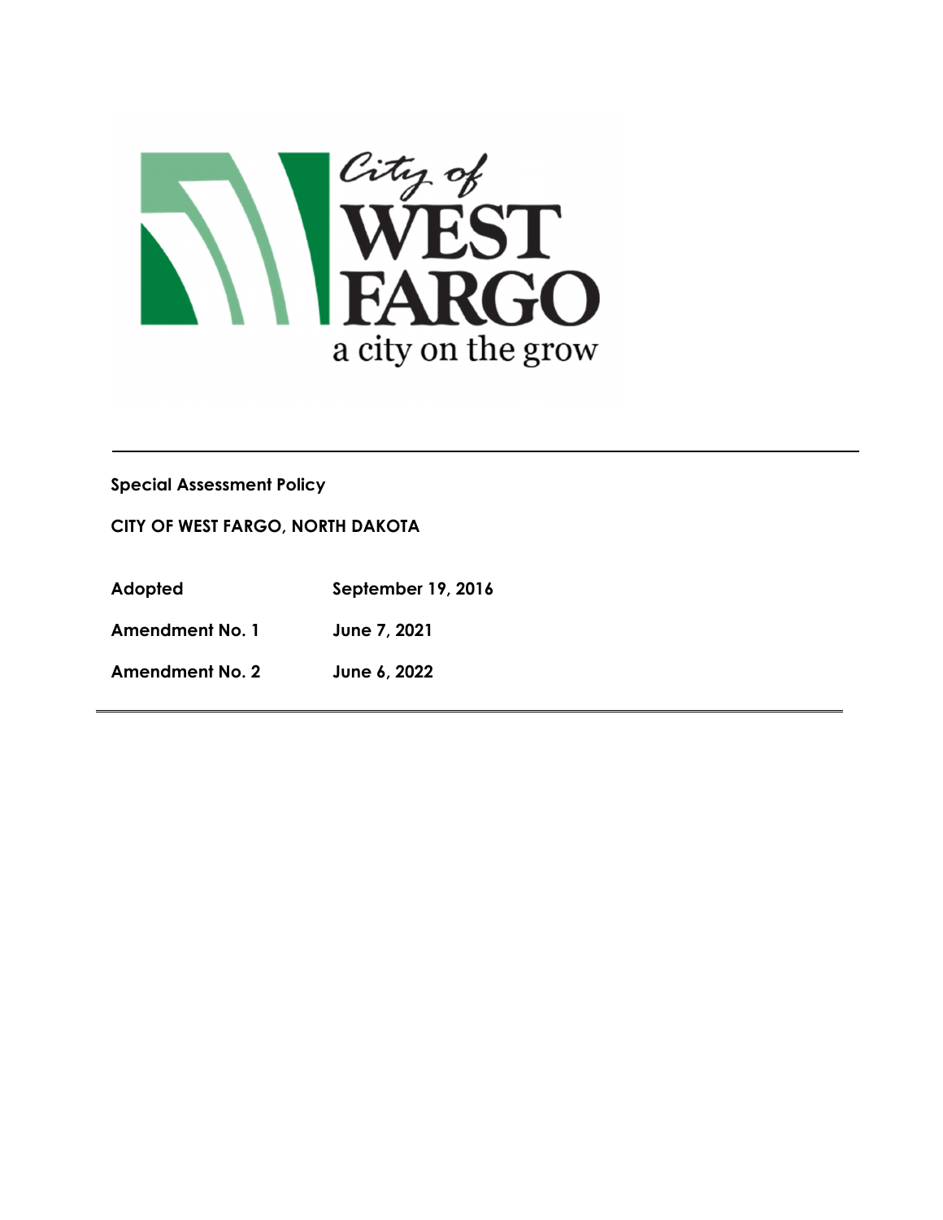City of
# WEST FARGO
a city on the grow

---

**Special Assessment Policy**

**CITY OF WEST FARGO, NORTH DAKOTA**

| | |
|---|---|
| **Adopted** | **September 19, 2016** |
| **Amendment No. 1** | **June 7, 2021** |
| **Amendment No. 2** | **June 6, 2022** |

---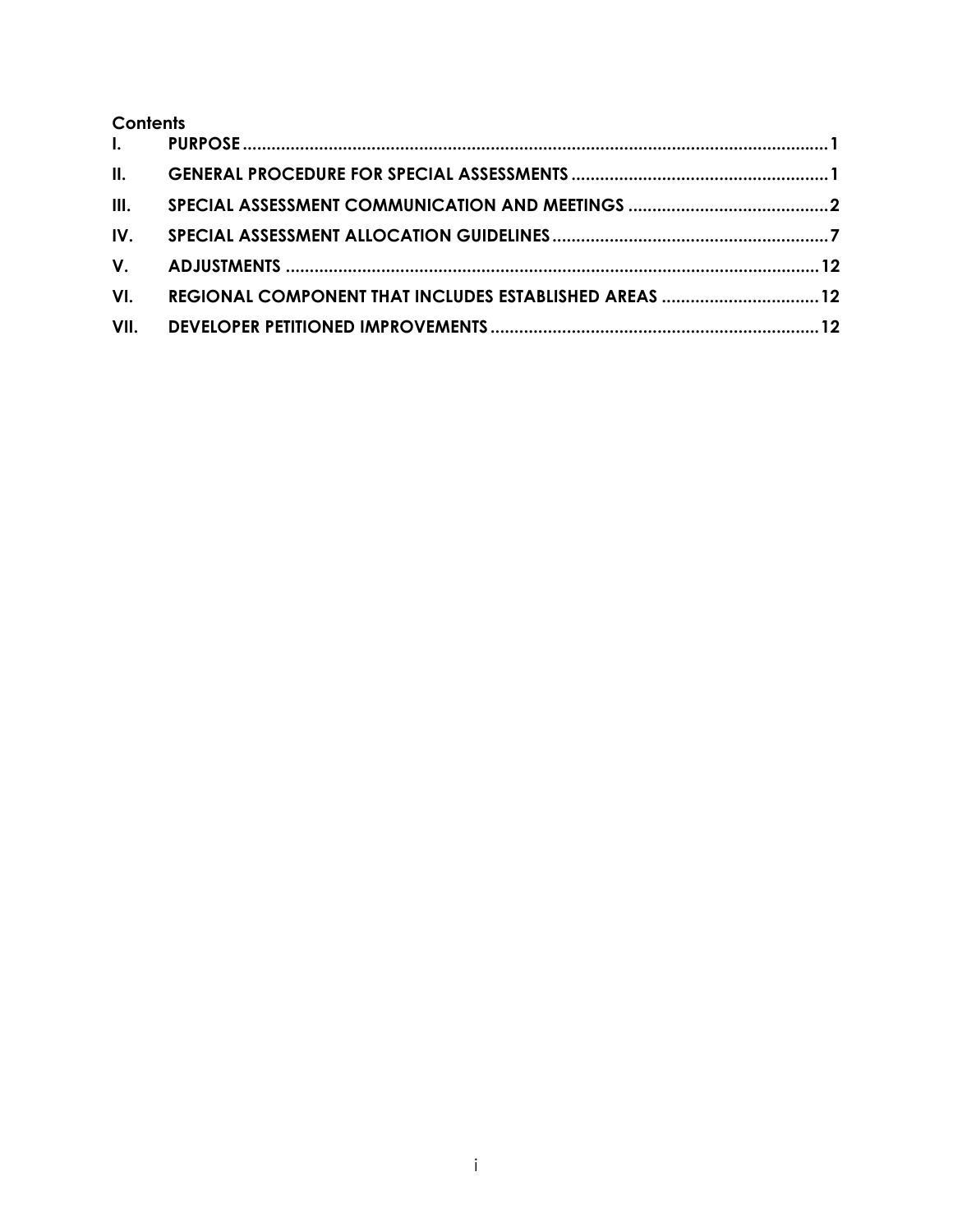**Contents**

| | | |
|---|---|---|
| I. | PURPOSE | 1 |
| II. | GENERAL PROCEDURE FOR SPECIAL ASSESSMENTS | 1 |
| III. | SPECIAL ASSESSMENT COMMUNICATION AND MEETINGS | 2 |
| IV. | SPECIAL ASSESSMENT ALLOCATION GUIDELINES | 7 |
| V. | ADJUSTMENTS | 12 |
| VI. | REGIONAL COMPONENT THAT INCLUDES ESTABLISHED AREAS | 12 |
| VII. | DEVELOPER PETITIONED IMPROVEMENTS | 12 |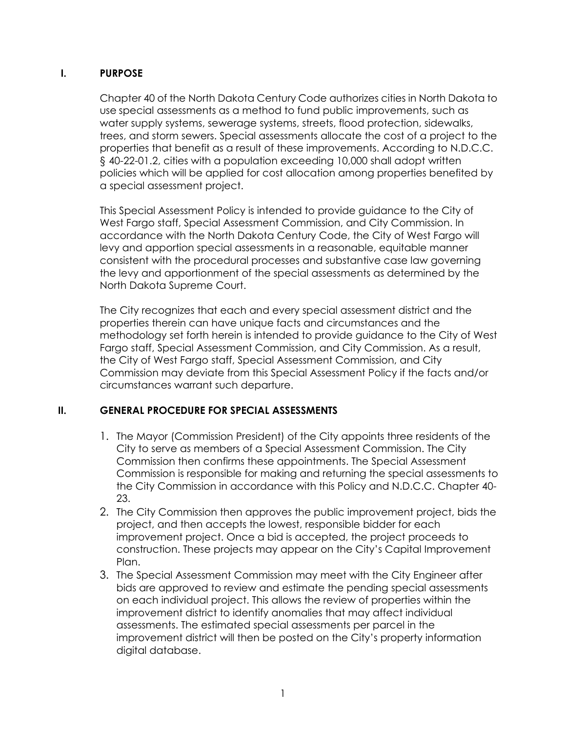## I. PURPOSE

Chapter 40 of the North Dakota Century Code authorizes cities in North Dakota to use special assessments as a method to fund public improvements, such as water supply systems, sewerage systems, streets, flood protection, sidewalks, trees, and storm sewers. Special assessments allocate the cost of a project to the properties that benefit as a result of these improvements. According to N.D.C.C. § 40-22-01.2, cities with a population exceeding 10,000 shall adopt written policies which will be applied for cost allocation among properties benefited by a special assessment project.

This Special Assessment Policy is intended to provide guidance to the City of West Fargo staff, Special Assessment Commission, and City Commission. In accordance with the North Dakota Century Code, the City of West Fargo will levy and apportion special assessments in a reasonable, equitable manner consistent with the procedural processes and substantive case law governing the levy and apportionment of the special assessments as determined by the North Dakota Supreme Court.

The City recognizes that each and every special assessment district and the properties therein can have unique facts and circumstances and the methodology set forth herein is intended to provide guidance to the City of West Fargo staff, Special Assessment Commission, and City Commission. As a result, the City of West Fargo staff, Special Assessment Commission, and City Commission may deviate from this Special Assessment Policy if the facts and/or circumstances warrant such departure.

## II. GENERAL PROCEDURE FOR SPECIAL ASSESSMENTS

1. The Mayor (Commission President) of the City appoints three residents of the City to serve as members of a Special Assessment Commission. The City Commission then confirms these appointments. The Special Assessment Commission is responsible for making and returning the special assessments to the City Commission in accordance with this Policy and N.D.C.C. Chapter 40-23.
2. The City Commission then approves the public improvement project, bids the project, and then accepts the lowest, responsible bidder for each improvement project. Once a bid is accepted, the project proceeds to construction. These projects may appear on the City's Capital Improvement Plan.
3. The Special Assessment Commission may meet with the City Engineer after bids are approved to review and estimate the pending special assessments on each individual project. This allows the review of properties within the improvement district to identify anomalies that may affect individual assessments. The estimated special assessments per parcel in the improvement district will then be posted on the City's property information digital database.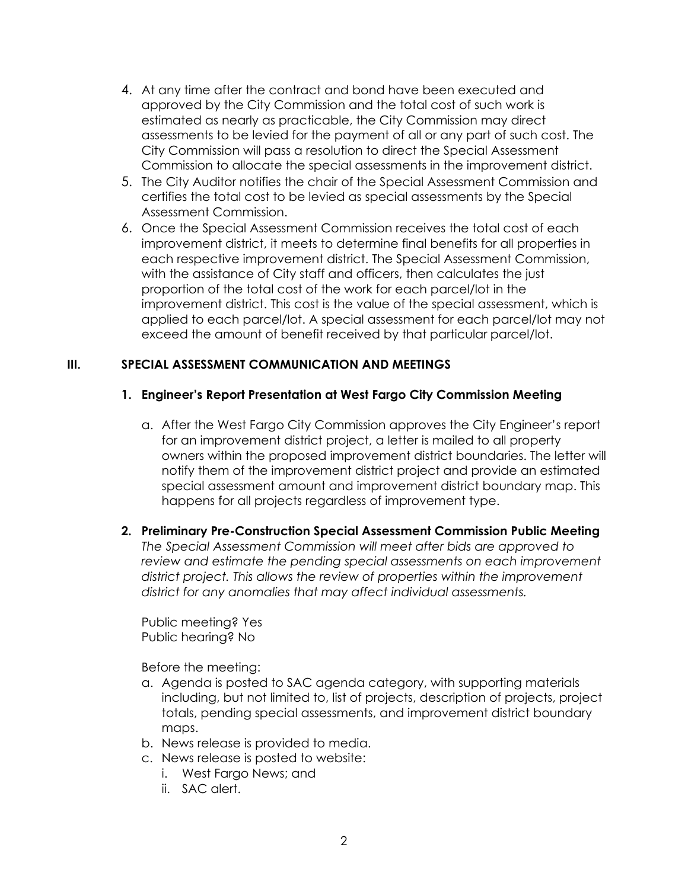4. At any time after the contract and bond have been executed and approved by the City Commission and the total cost of such work is estimated as nearly as practicable, the City Commission may direct assessments to be levied for the payment of all or any part of such cost. The City Commission will pass a resolution to direct the Special Assessment Commission to allocate the special assessments in the improvement district.
5. The City Auditor notifies the chair of the Special Assessment Commission and certifies the total cost to be levied as special assessments by the Special Assessment Commission.
6. Once the Special Assessment Commission receives the total cost of each improvement district, it meets to determine final benefits for all properties in each respective improvement district. The Special Assessment Commission, with the assistance of City staff and officers, then calculates the just proportion of the total cost of the work for each parcel/lot in the improvement district. This cost is the value of the special assessment, which is applied to each parcel/lot. A special assessment for each parcel/lot may not exceed the amount of benefit received by that particular parcel/lot.

## III. SPECIAL ASSESSMENT COMMUNICATION AND MEETINGS

### 1. Engineer's Report Presentation at West Fargo City Commission Meeting

a. After the West Fargo City Commission approves the City Engineer's report for an improvement district project, a letter is mailed to all property owners within the proposed improvement district boundaries. The letter will notify them of the improvement district project and provide an estimated special assessment amount and improvement district boundary map. This happens for all projects regardless of improvement type.

### 2. Preliminary Pre-Construction Special Assessment Commission Public Meeting

*The Special Assessment Commission will meet after bids are approved to review and estimate the pending special assessments on each improvement district project. This allows the review of properties within the improvement district for any anomalies that may affect individual assessments.*

Public meeting? Yes
Public hearing? No

Before the meeting:

a. Agenda is posted to SAC agenda category, with supporting materials including, but not limited to, list of projects, description of projects, project totals, pending special assessments, and improvement district boundary maps.
b. News release is provided to media.
c. News release is posted to website:
   i. West Fargo News; and
   ii. SAC alert.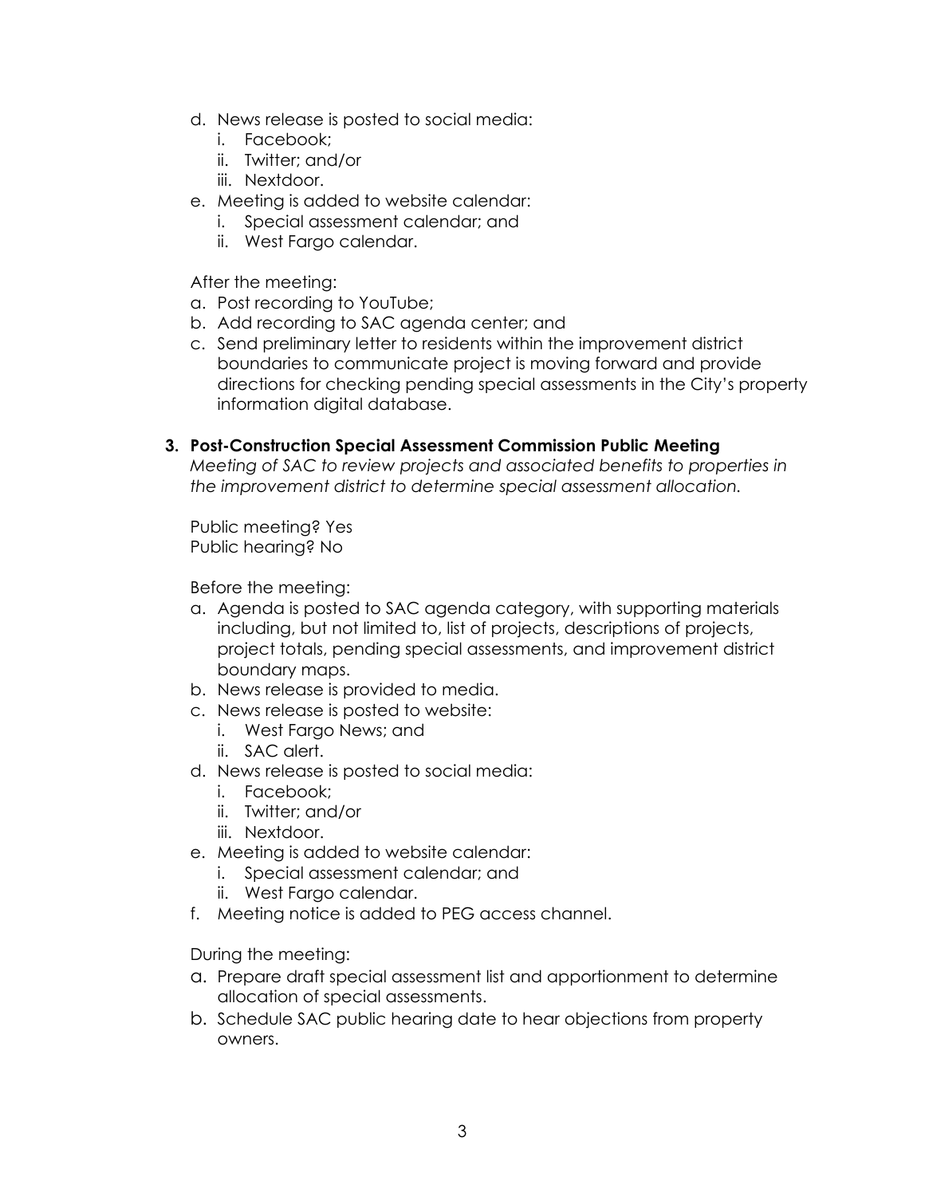d. News release is posted to social media:
   i. Facebook;
   ii. Twitter; and/or
   iii. Nextdoor.
e. Meeting is added to website calendar:
   i. Special assessment calendar; and
   ii. West Fargo calendar.

After the meeting:

a. Post recording to YouTube;
b. Add recording to SAC agenda center; and
c. Send preliminary letter to residents within the improvement district boundaries to communicate project is moving forward and provide directions for checking pending special assessments in the City's property information digital database.

**3. Post-Construction Special Assessment Commission Public Meeting**

*Meeting of SAC to review projects and associated benefits to properties in the improvement district to determine special assessment allocation.*

Public meeting? Yes
Public hearing? No

Before the meeting:

a. Agenda is posted to SAC agenda category, with supporting materials including, but not limited to, list of projects, descriptions of projects, project totals, pending special assessments, and improvement district boundary maps.
b. News release is provided to media.
c. News release is posted to website:
   i. West Fargo News; and
   ii. SAC alert.
d. News release is posted to social media:
   i. Facebook;
   ii. Twitter; and/or
   iii. Nextdoor.
e. Meeting is added to website calendar:
   i. Special assessment calendar; and
   ii. West Fargo calendar.
f. Meeting notice is added to PEG access channel.

During the meeting:

a. Prepare draft special assessment list and apportionment to determine allocation of special assessments.
b. Schedule SAC public hearing date to hear objections from property owners.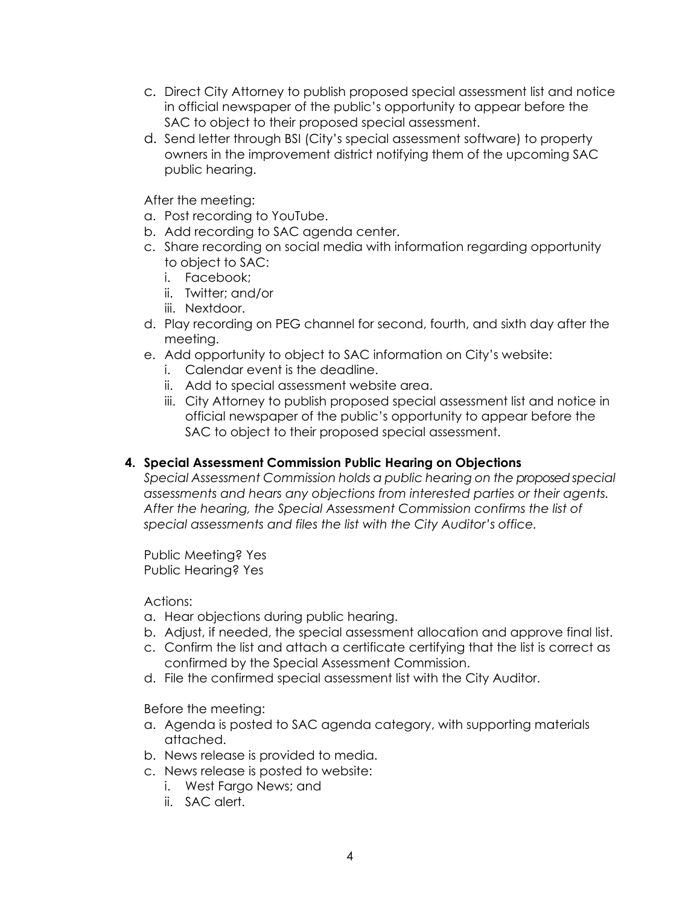c. Direct City Attorney to publish proposed special assessment list and notice in official newspaper of the public's opportunity to appear before the SAC to object to their proposed special assessment.
d. Send letter through BSI (City's special assessment software) to property owners in the improvement district notifying them of the upcoming SAC public hearing.

After the meeting:

a. Post recording to YouTube.
b. Add recording to SAC agenda center.
c. Share recording on social media with information regarding opportunity to object to SAC:
   i. Facebook;
   ii. Twitter; and/or
   iii. Nextdoor.
d. Play recording on PEG channel for second, fourth, and sixth day after the meeting.
e. Add opportunity to object to SAC information on City's website:
   i. Calendar event is the deadline.
   ii. Add to special assessment website area.
   iii. City Attorney to publish proposed special assessment list and notice in official newspaper of the public's opportunity to appear before the SAC to object to their proposed special assessment.

**4. Special Assessment Commission Public Hearing on Objections**

*Special Assessment Commission holds a public hearing on the proposed special assessments and hears any objections from interested parties or their agents. After the hearing, the Special Assessment Commission confirms the list of special assessments and files the list with the City Auditor's office.*

Public Meeting? Yes
Public Hearing? Yes

Actions:

a. Hear objections during public hearing.
b. Adjust, if needed, the special assessment allocation and approve final list.
c. Confirm the list and attach a certificate certifying that the list is correct as confirmed by the Special Assessment Commission.
d. File the confirmed special assessment list with the City Auditor.

Before the meeting:

a. Agenda is posted to SAC agenda category, with supporting materials attached.
b. News release is provided to media.
c. News release is posted to website:
   i. West Fargo News; and
   ii. SAC alert.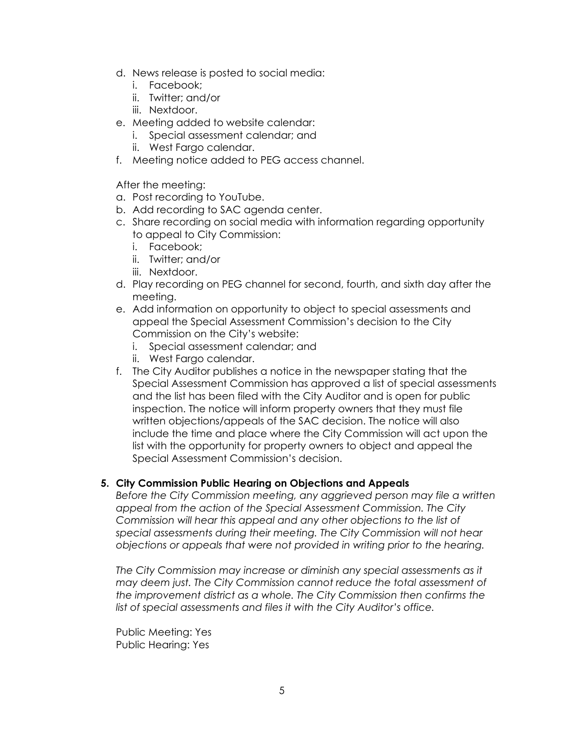d. News release is posted to social media:
   i. Facebook;
   ii. Twitter; and/or
   iii. Nextdoor.
e. Meeting added to website calendar:
   i. Special assessment calendar; and
   ii. West Fargo calendar.
f. Meeting notice added to PEG access channel.

After the meeting:

a. Post recording to YouTube.
b. Add recording to SAC agenda center.
c. Share recording on social media with information regarding opportunity to appeal to City Commission:
   i. Facebook;
   ii. Twitter; and/or
   iii. Nextdoor.
d. Play recording on PEG channel for second, fourth, and sixth day after the meeting.
e. Add information on opportunity to object to special assessments and appeal the Special Assessment Commission's decision to the City Commission on the City's website:
   i. Special assessment calendar; and
   ii. West Fargo calendar.
f. The City Auditor publishes a notice in the newspaper stating that the Special Assessment Commission has approved a list of special assessments and the list has been filed with the City Auditor and is open for public inspection. The notice will inform property owners that they must file written objections/appeals of the SAC decision. The notice will also include the time and place where the City Commission will act upon the list with the opportunity for property owners to object and appeal the Special Assessment Commission's decision.

**5. City Commission Public Hearing on Objections and Appeals**

*Before the City Commission meeting, any aggrieved person may file a written appeal from the action of the Special Assessment Commission. The City Commission will hear this appeal and any other objections to the list of special assessments during their meeting. The City Commission will not hear objections or appeals that were not provided in writing prior to the hearing.*

*The City Commission may increase or diminish any special assessments as it may deem just. The City Commission cannot reduce the total assessment of the improvement district as a whole. The City Commission then confirms the list of special assessments and files it with the City Auditor's office.*

Public Meeting: Yes
Public Hearing: Yes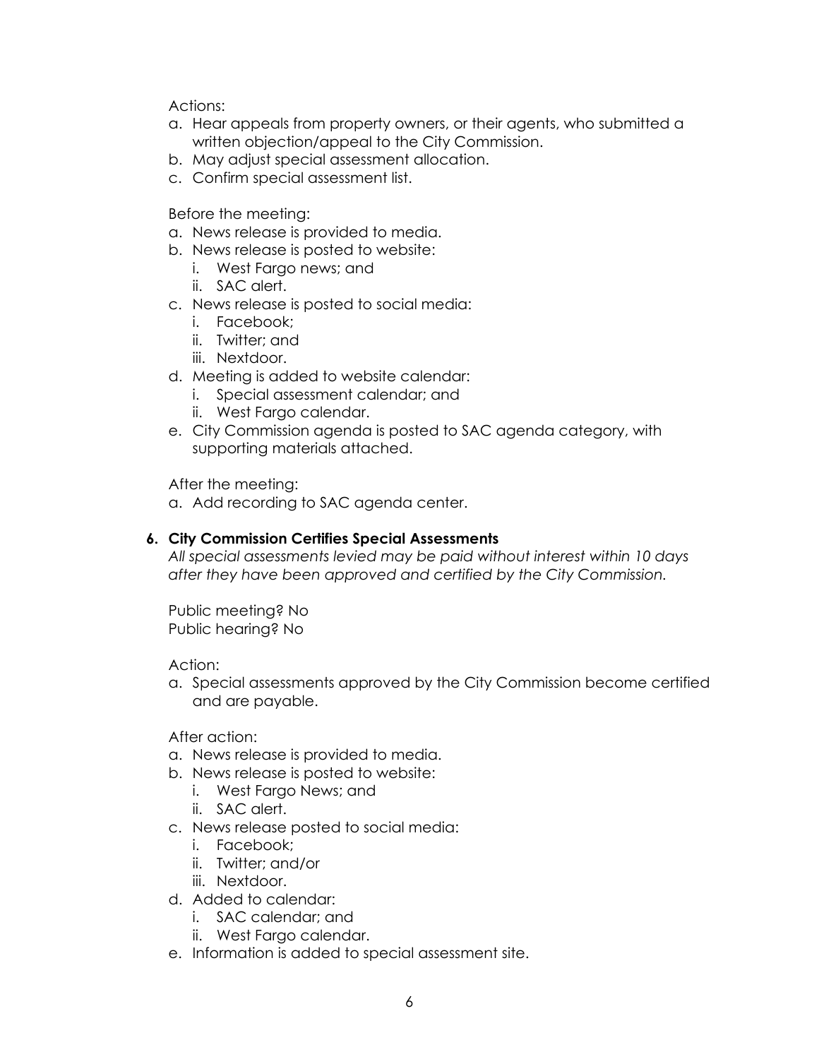Actions:

a. Hear appeals from property owners, or their agents, who submitted a written objection/appeal to the City Commission.
b. May adjust special assessment allocation.
c. Confirm special assessment list.

Before the meeting:

a. News release is provided to media.
b. News release is posted to website:
   i. West Fargo news; and
   ii. SAC alert.
c. News release is posted to social media:
   i. Facebook;
   ii. Twitter; and
   iii. Nextdoor.
d. Meeting is added to website calendar:
   i. Special assessment calendar; and
   ii. West Fargo calendar.
e. City Commission agenda is posted to SAC agenda category, with supporting materials attached.

After the meeting:

a. Add recording to SAC agenda center.

**6. City Commission Certifies Special Assessments**

*All special assessments levied may be paid without interest within 10 days after they have been approved and certified by the City Commission.*

Public meeting? No
Public hearing? No

Action:

a. Special assessments approved by the City Commission become certified and are payable.

After action:

a. News release is provided to media.
b. News release is posted to website:
   i. West Fargo News; and
   ii. SAC alert.
c. News release posted to social media:
   i. Facebook;
   ii. Twitter; and/or
   iii. Nextdoor.
d. Added to calendar:
   i. SAC calendar; and
   ii. West Fargo calendar.
e. Information is added to special assessment site.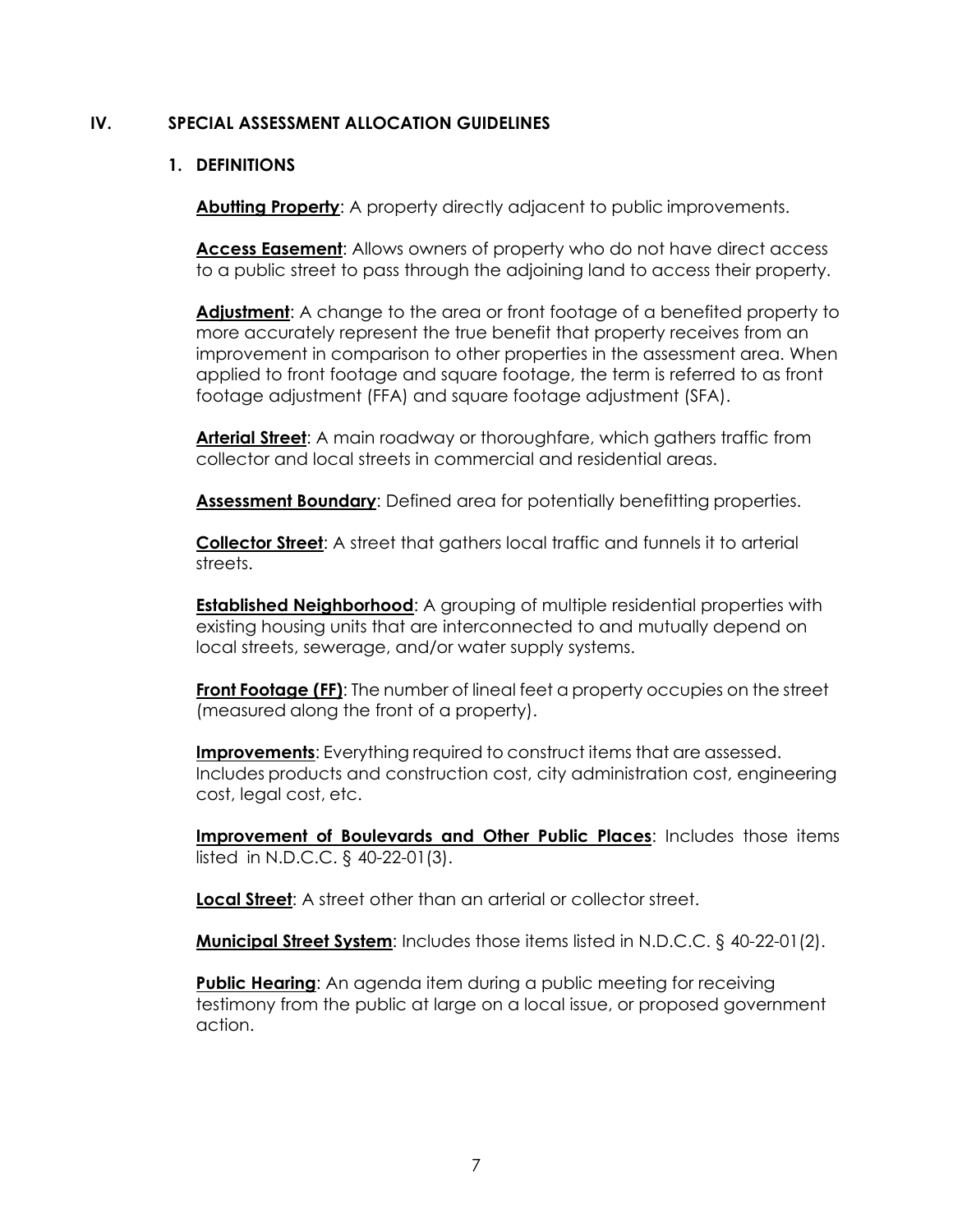## IV. SPECIAL ASSESSMENT ALLOCATION GUIDELINES

### 1. DEFINITIONS

**Abutting Property**: A property directly adjacent to public improvements.

**Access Easement**: Allows owners of property who do not have direct access to a public street to pass through the adjoining land to access their property.

**Adjustment**: A change to the area or front footage of a benefited property to more accurately represent the true benefit that property receives from an improvement in comparison to other properties in the assessment area. When applied to front footage and square footage, the term is referred to as front footage adjustment (FFA) and square footage adjustment (SFA).

**Arterial Street**: A main roadway or thoroughfare, which gathers traffic from collector and local streets in commercial and residential areas.

**Assessment Boundary**: Defined area for potentially benefitting properties.

**Collector Street**: A street that gathers local traffic and funnels it to arterial streets.

**Established Neighborhood**: A grouping of multiple residential properties with existing housing units that are interconnected to and mutually depend on local streets, sewerage, and/or water supply systems.

**Front Footage (FF)**: The number of lineal feet a property occupies on the street (measured along the front of a property).

**Improvements**: Everything required to construct items that are assessed. Includes products and construction cost, city administration cost, engineering cost, legal cost, etc.

**Improvement of Boulevards and Other Public Places**: Includes those items listed in N.D.C.C. § 40-22-01(3).

**Local Street**: A street other than an arterial or collector street.

**Municipal Street System**: Includes those items listed in N.D.C.C. § 40-22-01(2).

**Public Hearing**: An agenda item during a public meeting for receiving testimony from the public at large on a local issue, or proposed government action.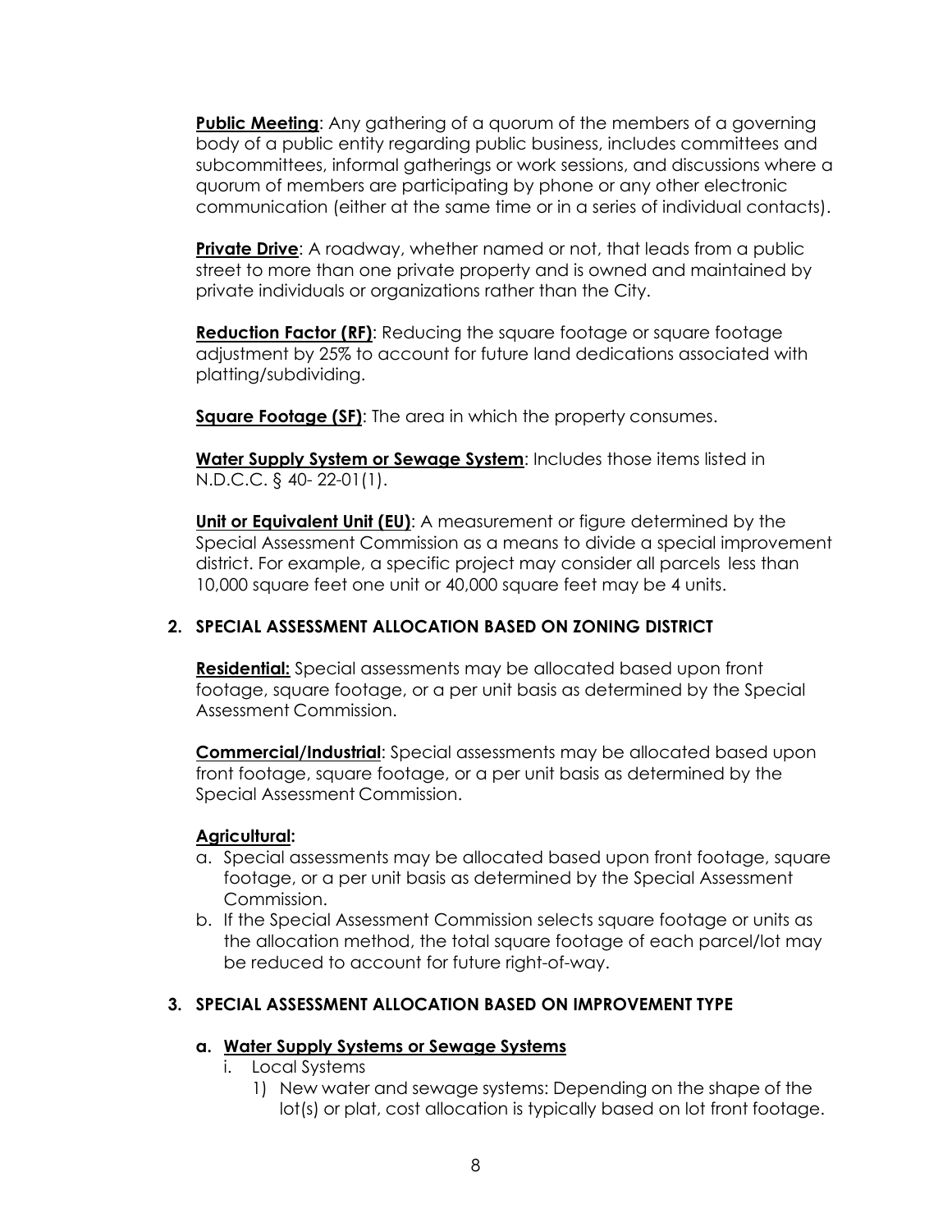**Public Meeting**: Any gathering of a quorum of the members of a governing body of a public entity regarding public business, includes committees and subcommittees, informal gatherings or work sessions, and discussions where a quorum of members are participating by phone or any other electronic communication (either at the same time or in a series of individual contacts).

**Private Drive**: A roadway, whether named or not, that leads from a public street to more than one private property and is owned and maintained by private individuals or organizations rather than the City.

**Reduction Factor (RF)**: Reducing the square footage or square footage adjustment by 25% to account for future land dedications associated with platting/subdividing.

**Square Footage (SF)**: The area in which the property consumes.

**Water Supply System or Sewage System**: Includes those items listed in N.D.C.C. § 40- 22-01(1).

**Unit or Equivalent Unit (EU)**: A measurement or figure determined by the Special Assessment Commission as a means to divide a special improvement district. For example, a specific project may consider all parcels less than 10,000 square feet one unit or 40,000 square feet may be 4 units.

## 2. SPECIAL ASSESSMENT ALLOCATION BASED ON ZONING DISTRICT

**Residential:** Special assessments may be allocated based upon front footage, square footage, or a per unit basis as determined by the Special Assessment Commission.

**Commercial/Industrial**: Special assessments may be allocated based upon front footage, square footage, or a per unit basis as determined by the Special Assessment Commission.

**Agricultural:**

a. Special assessments may be allocated based upon front footage, square footage, or a per unit basis as determined by the Special Assessment Commission.
b. If the Special Assessment Commission selects square footage or units as the allocation method, the total square footage of each parcel/lot may be reduced to account for future right-of-way.

## 3. SPECIAL ASSESSMENT ALLOCATION BASED ON IMPROVEMENT TYPE

### a. Water Supply Systems or Sewage Systems

- i. Local Systems
    1) New water and sewage systems: Depending on the shape of the lot(s) or plat, cost allocation is typically based on lot front footage.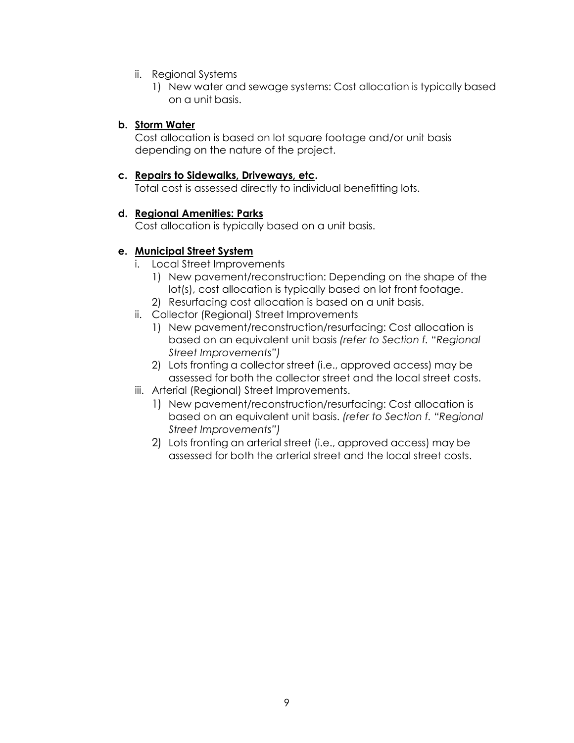ii. Regional Systems
   1) New water and sewage systems: Cost allocation is typically based on a unit basis.

**b. <u>Storm Water</u>**
Cost allocation is based on lot square footage and/or unit basis depending on the nature of the project.

**c. <u>Repairs to Sidewalks, Driveways, etc</u>.**
Total cost is assessed directly to individual benefitting lots.

**d. <u>Regional Amenities: Parks</u>**
Cost allocation is typically based on a unit basis.

**e. <u>Municipal Street System</u>**

i. Local Street Improvements
   1) New pavement/reconstruction: Depending on the shape of the lot(s), cost allocation is typically based on lot front footage.
   2) Resurfacing cost allocation is based on a unit basis.

ii. Collector (Regional) Street Improvements
   1) New pavement/reconstruction/resurfacing: Cost allocation is based on an equivalent unit basis *(refer to Section f. "Regional Street Improvements")*
   2) Lots fronting a collector street (i.e., approved access) may be assessed for both the collector street and the local street costs.

iii. Arterial (Regional) Street Improvements.
   1) New pavement/reconstruction/resurfacing: Cost allocation is based on an equivalent unit basis. *(refer to Section f. "Regional Street Improvements")*
   2) Lots fronting an arterial street (i.e., approved access) may be assessed for both the arterial street and the local street costs.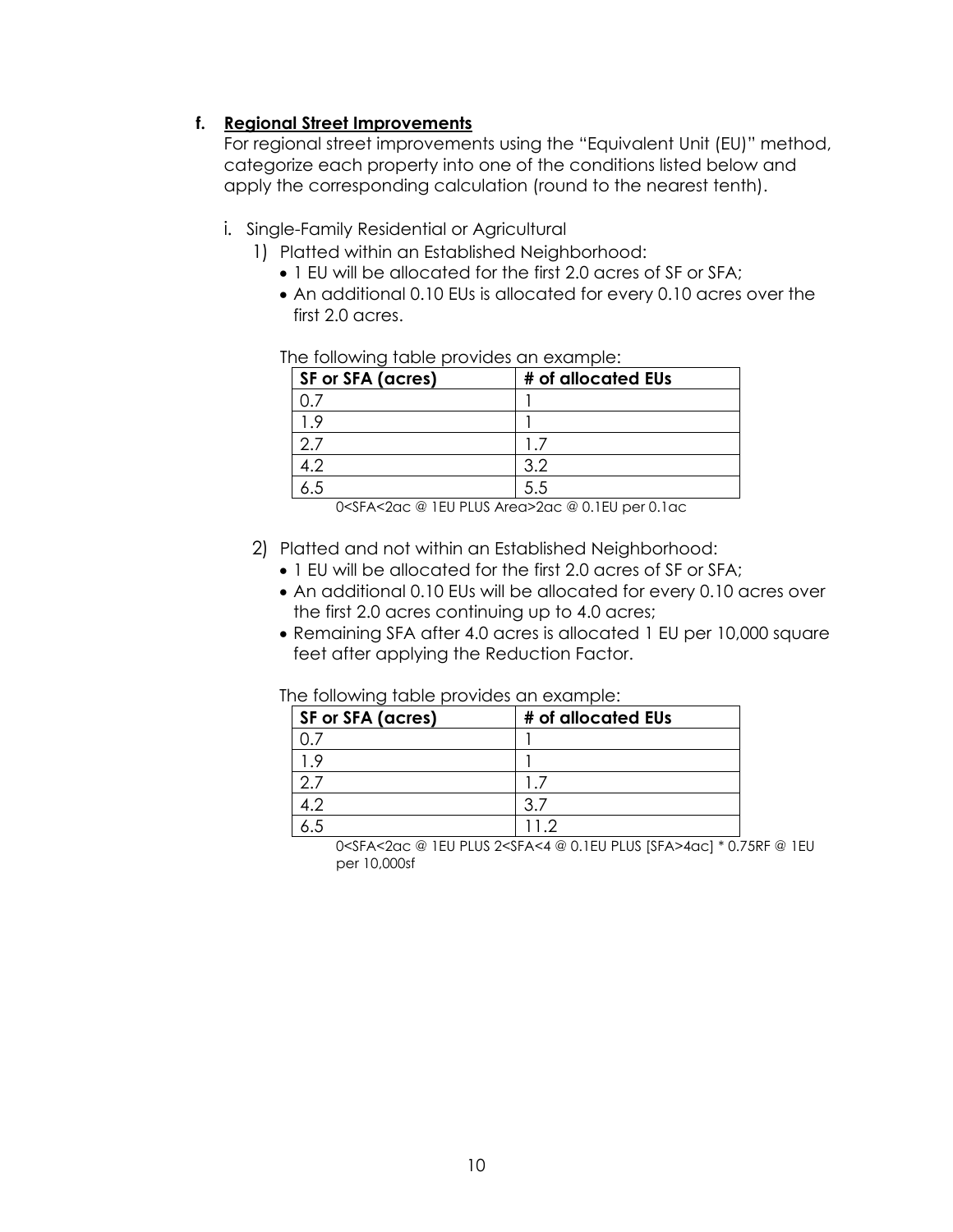**f. Regional Street Improvements**

For regional street improvements using the "Equivalent Unit (EU)" method, categorize each property into one of the conditions listed below and apply the corresponding calculation (round to the nearest tenth).

i. Single-Family Residential or Agricultural

1) Platted within an Established Neighborhood:
   - 1 EU will be allocated for the first 2.0 acres of SF or SFA;
   - An additional 0.10 EUs is allocated for every 0.10 acres over the first 2.0 acres.

   The following table provides an example:

   | SF or SFA (acres) | # of allocated EUs |
   |---|---|
   | 0.7 | 1 |
   | 1.9 | 1 |
   | 2.7 | 1.7 |
   | 4.2 | 3.2 |
   | 6.5 | 5.5 |

   0<SFA<2ac @ 1EU PLUS Area>2ac @ 0.1EU per 0.1ac

2) Platted and not within an Established Neighborhood:
   - 1 EU will be allocated for the first 2.0 acres of SF or SFA;
   - An additional 0.10 EUs will be allocated for every 0.10 acres over the first 2.0 acres continuing up to 4.0 acres;
   - Remaining SFA after 4.0 acres is allocated 1 EU per 10,000 square feet after applying the Reduction Factor.

   The following table provides an example:

   | SF or SFA (acres) | # of allocated EUs |
   |---|---|
   | 0.7 | 1 |
   | 1.9 | 1 |
   | 2.7 | 1.7 |
   | 4.2 | 3.7 |
   | 6.5 | 11.2 |

   0<SFA<2ac @ 1EU PLUS 2<SFA<4 @ 0.1EU PLUS [SFA>4ac] * 0.75RF @ 1EU per 10,000sf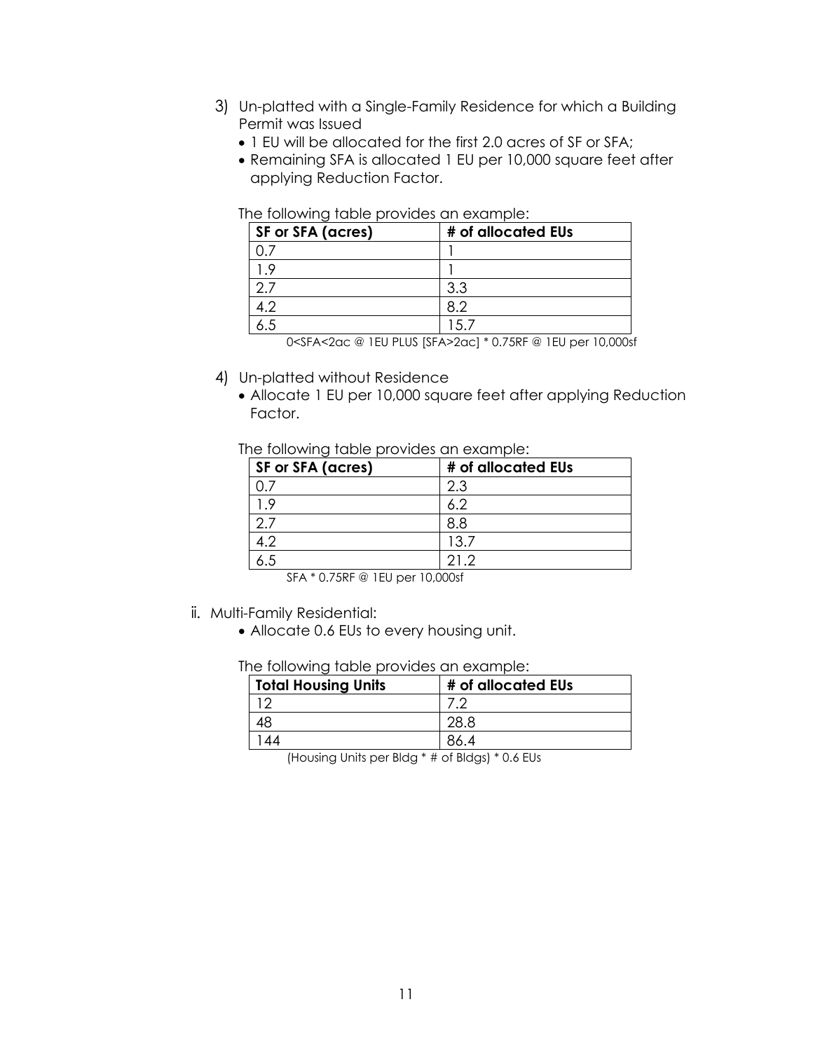3) Un-platted with a Single-Family Residence for which a Building Permit was Issued
   - 1 EU will be allocated for the first 2.0 acres of SF or SFA;
   - Remaining SFA is allocated 1 EU per 10,000 square feet after applying Reduction Factor.

   The following table provides an example:

   | SF or SFA (acres) | # of allocated EUs |
   |---|---|
   | 0.7 | 1 |
   | 1.9 | 1 |
   | 2.7 | 3.3 |
   | 4.2 | 8.2 |
   | 6.5 | 15.7 |

   0<SFA<2ac @ 1EU PLUS [SFA>2ac] * 0.75RF @ 1EU per 10,000sf

4) Un-platted without Residence
   - Allocate 1 EU per 10,000 square feet after applying Reduction Factor.

   The following table provides an example:

   | SF or SFA (acres) | # of allocated EUs |
   |---|---|
   | 0.7 | 2.3 |
   | 1.9 | 6.2 |
   | 2.7 | 8.8 |
   | 4.2 | 13.7 |
   | 6.5 | 21.2 |

   SFA * 0.75RF @ 1EU per 10,000sf

ii. Multi-Family Residential:
   - Allocate 0.6 EUs to every housing unit.

   The following table provides an example:

   | Total Housing Units | # of allocated EUs |
   |---|---|
   | 12 | 7.2 |
   | 48 | 28.8 |
   | 144 | 86.4 |

   (Housing Units per Bldg * # of Bldgs) * 0.6 EUs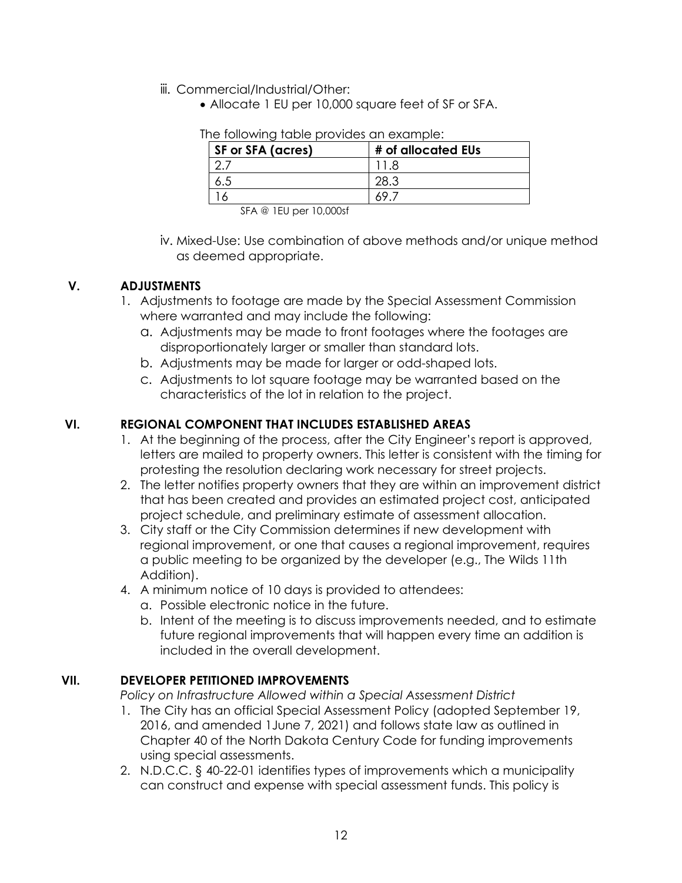iii. Commercial/Industrial/Other:

- Allocate 1 EU per 10,000 square feet of SF or SFA.

The following table provides an example:

| SF or SFA (acres) | # of allocated EUs |
|---|---|
| 2.7 | 11.8 |
| 6.5 | 28.3 |
| 16 | 69.7 |

SFA @ 1EU per 10,000sf

iv. Mixed-Use: Use combination of above methods and/or unique method as deemed appropriate.

## V. ADJUSTMENTS

1. Adjustments to footage are made by the Special Assessment Commission where warranted and may include the following:
   a. Adjustments may be made to front footages where the footages are disproportionately larger or smaller than standard lots.
   b. Adjustments may be made for larger or odd-shaped lots.
   c. Adjustments to lot square footage may be warranted based on the characteristics of the lot in relation to the project.

## VI. REGIONAL COMPONENT THAT INCLUDES ESTABLISHED AREAS

1. At the beginning of the process, after the City Engineer's report is approved, letters are mailed to property owners. This letter is consistent with the timing for protesting the resolution declaring work necessary for street projects.
2. The letter notifies property owners that they are within an improvement district that has been created and provides an estimated project cost, anticipated project schedule, and preliminary estimate of assessment allocation.
3. City staff or the City Commission determines if new development with regional improvement, or one that causes a regional improvement, requires a public meeting to be organized by the developer (e.g., The Wilds 11th Addition).
4. A minimum notice of 10 days is provided to attendees:
   a. Possible electronic notice in the future.
   b. Intent of the meeting is to discuss improvements needed, and to estimate future regional improvements that will happen every time an addition is included in the overall development.

## VII. DEVELOPER PETITIONED IMPROVEMENTS

*Policy on Infrastructure Allowed within a Special Assessment District*

1. The City has an official Special Assessment Policy (adopted September 19, 2016, and amended 1June 7, 2021) and follows state law as outlined in Chapter 40 of the North Dakota Century Code for funding improvements using special assessments.
2. N.D.C.C. § 40-22-01 identifies types of improvements which a municipality can construct and expense with special assessment funds. This policy is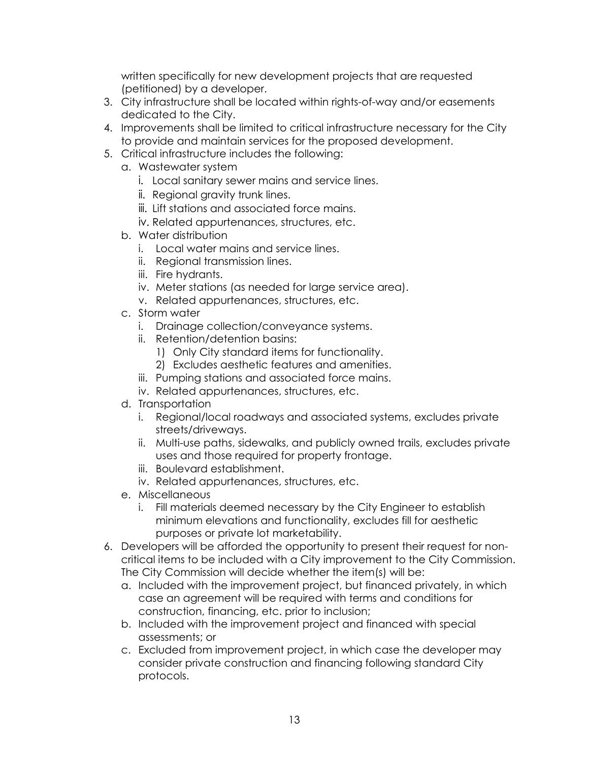written specifically for new development projects that are requested (petitioned) by a developer.

3. City infrastructure shall be located within rights-of-way and/or easements dedicated to the City.
4. Improvements shall be limited to critical infrastructure necessary for the City to provide and maintain services for the proposed development.
5. Critical infrastructure includes the following:
   a. Wastewater system
      i. Local sanitary sewer mains and service lines.
      ii. Regional gravity trunk lines.
      iii. Lift stations and associated force mains.
      iv. Related appurtenances, structures, etc.
   b. Water distribution
      i. Local water mains and service lines.
      ii. Regional transmission lines.
      iii. Fire hydrants.
      iv. Meter stations (as needed for large service area).
      v. Related appurtenances, structures, etc.
   c. Storm water
      i. Drainage collection/conveyance systems.
      ii. Retention/detention basins:
         1) Only City standard items for functionality.
         2) Excludes aesthetic features and amenities.
      iii. Pumping stations and associated force mains.
      iv. Related appurtenances, structures, etc.
   d. Transportation
      i. Regional/local roadways and associated systems, excludes private streets/driveways.
      ii. Multi-use paths, sidewalks, and publicly owned trails, excludes private uses and those required for property frontage.
      iii. Boulevard establishment.
      iv. Related appurtenances, structures, etc.
   e. Miscellaneous
      i. Fill materials deemed necessary by the City Engineer to establish minimum elevations and functionality, excludes fill for aesthetic purposes or private lot marketability.
6. Developers will be afforded the opportunity to present their request for non-critical items to be included with a City improvement to the City Commission. The City Commission will decide whether the item(s) will be:
   a. Included with the improvement project, but financed privately, in which case an agreement will be required with terms and conditions for construction, financing, etc. prior to inclusion;
   b. Included with the improvement project and financed with special assessments; or
   c. Excluded from improvement project, in which case the developer may consider private construction and financing following standard City protocols.